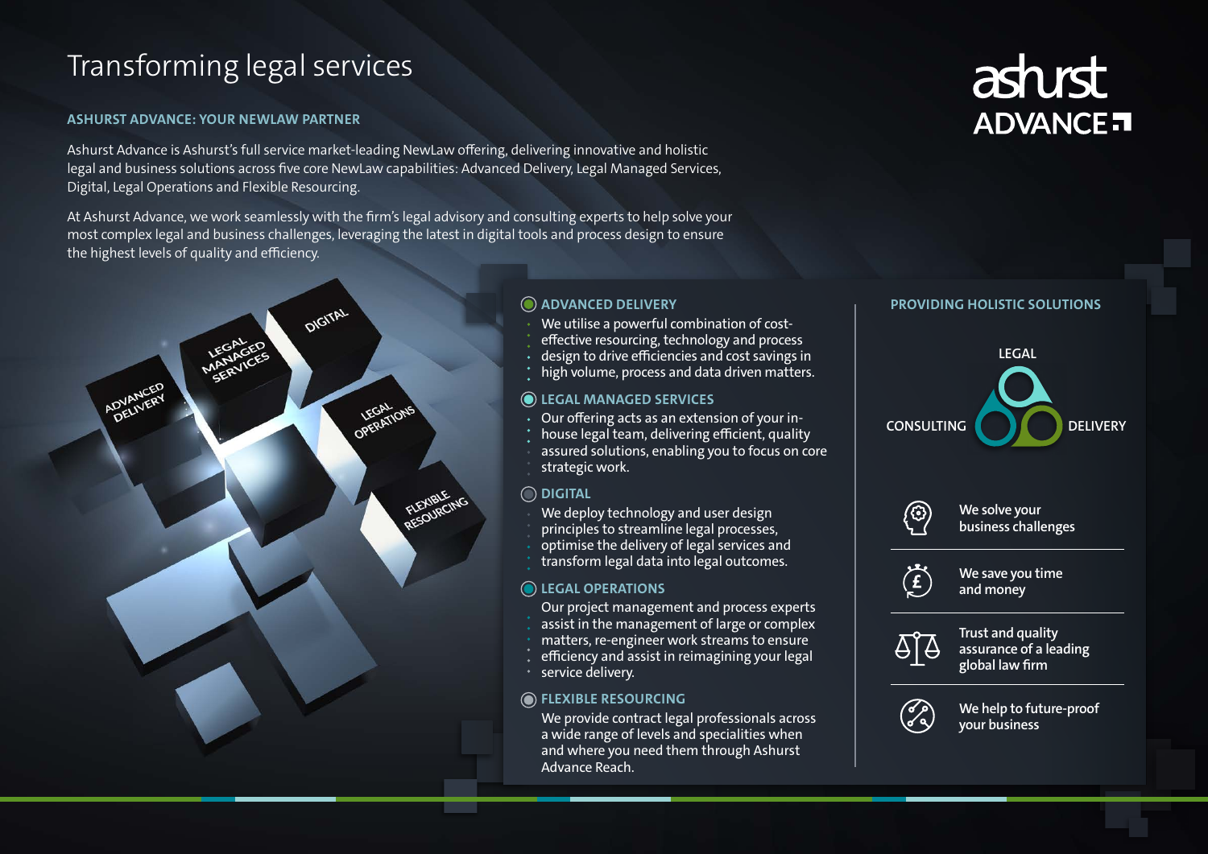# Transforming legal services

**ashurst ADVANCE**

## ASHURST ADVANCE: YOUR NEWLAW PARTNER

Ashurst Advance is Ashurst's full service market-leading NewLaw offering, delivering innovative and holistic legal and business solutions across five core NewLaw capabilities: Advanced Delivery, Legal Managed Services, Digital, Legal Operations and Flexible Resourcing.

At Ashurst Advance, we work seamlessly with the firm's legal advisory and consulting experts to help solve your most complex legal and business challenges, leveraging the latest in digital tools and process design to ensure the highest levels of quality and efficiency.

### ADVANCED DELIVERY

We utilise a powerful combination of cost-effective resourcing, technology and process design to drive efficiencies and cost savings in high volume, process and data driven matters.

### LEGAL MANAGED SERVICES

Our offering acts as an extension of your in-house legal team, delivering efficient, quality assured solutions, enabling you to focus on core strategic work.

### DIGITAL

We deploy technology and user design principles to streamline legal processes, optimise the delivery of legal services and transform legal data into legal outcomes.

### LEGAL OPERATIONS

Our project management and process experts assist in the management of large or complex matters, re-engineer work streams to ensure efficiency and assist in reimagining your legal service delivery.

### FLEXIBLE RESOURCING

We provide contract legal professionals across a wide range of levels and specialities when and where you need them through Ashurst Advance Reach.

## PROVIDING HOLISTIC SOLUTIONS

LEGAL · CONSULTING · DELIVERY

- We solve your business challenges
- We save you time and money
- Trust and quality assurance of a leading global law firm
- We help to future-proof your business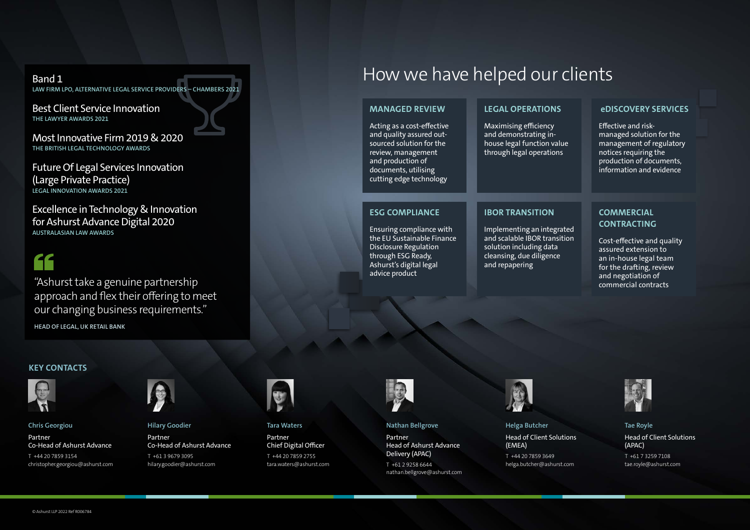**Band 1**
LAW FIRM LPO, ALTERNATIVE LEGAL SERVICE PROVIDERS – CHAMBERS 2021

**Best Client Service Innovation**
THE LAWYER AWARDS 2021

**Most Innovative Firm 2019 & 2020**
THE BRITISH LEGAL TECHNOLOGY AWARDS

**Future Of Legal Services Innovation (Large Private Practice)**
LEGAL INNOVATION AWARDS 2021

**Excellence in Technology & Innovation for Ashurst Advance Digital 2020**
AUSTRALASIAN LAW AWARDS

> "Ashurst take a genuine partnership approach and flex their offering to meet our changing business requirements."
>
> HEAD OF LEGAL, UK RETAIL BANK

# How we have helped our clients

### MANAGED REVIEW

Acting as a cost-effective and quality assured out-sourced solution for the review, management and production of documents, utilising cutting edge technology

### LEGAL OPERATIONS

Maximising efficiency and demonstrating in-house legal function value through legal operations

### eDISCOVERY SERVICES

Effective and risk-managed solution for the management of regulatory notices requiring the production of documents, information and evidence

### ESG COMPLIANCE

Ensuring compliance with the EU Sustainable Finance Disclosure Regulation through ESG Ready, Ashurst's digital legal advice product

### IBOR TRANSITION

Implementing an integrated and scalable IBOR transition solution including data cleansing, due diligence and repapering

### COMMERCIAL CONTRACTING

Cost-effective and quality assured extension to an in-house legal team for the drafting, review and negotiation of commercial contracts

## KEY CONTACTS

**Chris Georgiou**
Partner
Co-Head of Ashurst Advance
T +44 20 7859 3154
christopher.georgiou@ashurst.com

**Hilary Goodier**
Partner
Co-Head of Ashurst Advance
T +61 3 9679 3095
hilary.goodier@ashurst.com

**Tara Waters**
Partner
Chief Digital Officer
T +44 20 7859 2755
tara.waters@ashurst.com

**Nathan Bellgrove**
Partner
Head of Ashurst Advance Delivery (APAC)
T +61 2 9258 6644
nathan.bellgrove@ashurst.com

**Helga Butcher**
Head of Client Solutions (EMEA)
T +44 20 7859 3649
helga.butcher@ashurst.com

**Tae Royle**
Head of Client Solutions (APAC)
T +61 7 3259 7108
tae.royle@ashurst.com

© Ashurst LLP 2022 Ref R006784